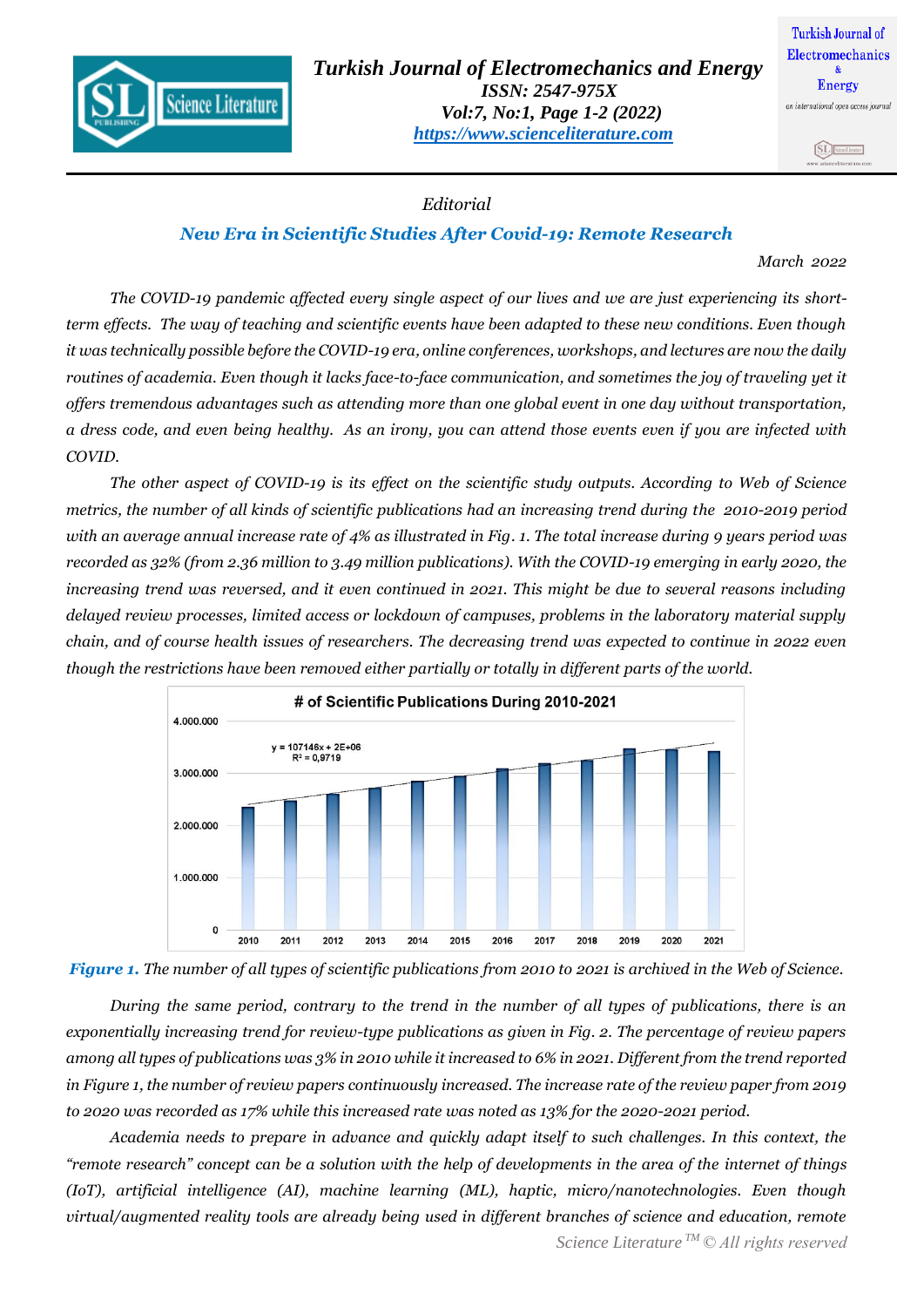*Editorial*

## *New Era in Scientific Studies After Covid-19: Remote Research*

*March 2022*

*The COVID-19 pandemic affected every single aspect of our lives and we are just experiencing its short-term effects. The way of teaching and scientific events have been adapted to these new conditions. Even though it was technically possible before the COVID-19 era, online conferences, workshops, and lectures are now the daily routines of academia. Even though it lacks face-to-face communication, and sometimes the joy of traveling yet it offers tremendous advantages such as attending more than one global event in one day without transportation, a dress code, and even being healthy. As an irony, you can attend those events even if you are infected with COVID.*

*The other aspect of COVID-19 is its effect on the scientific study outputs. According to Web of Science metrics, the number of all kinds of scientific publications had an increasing trend during the 2010-2019 period with an average annual increase rate of 4% as illustrated in Fig. 1. The total increase during 9 years period was recorded as 32% (from 2.36 million to 3.49 million publications). With the COVID-19 emerging in early 2020, the increasing trend was reversed, and it even continued in 2021. This might be due to several reasons including delayed review processes, limited access or lockdown of campuses, problems in the laboratory material supply chain, and of course health issues of researchers. The decreasing trend was expected to continue in 2022 even though the restrictions have been removed either partially or totally in different parts of the world.*

**Figure 1.** *The number of all types of scientific publications from 2010 to 2021 is archived in the Web of Science.*

*During the same period, contrary to the trend in the number of all types of publications, there is an exponentially increasing trend for review-type publications as given in Fig. 2. The percentage of review papers among all types of publications was 3% in 2010 while it increased to 6% in 2021. Different from the trend reported in Figure 1, the number of review papers continuously increased. The increase rate of the review paper from 2019 to 2020 was recorded as 17% while this increased rate was noted as 13% for the 2020-2021 period.*

*Academia needs to prepare in advance and quickly adapt itself to such challenges. In this context, the "remote research" concept can be a solution with the help of developments in the area of the internet of things (IoT), artificial intelligence (AI), machine learning (ML), haptic, micro/nanotechnologies. Even though virtual/augmented reality tools are already being used in different branches of science and education, remote*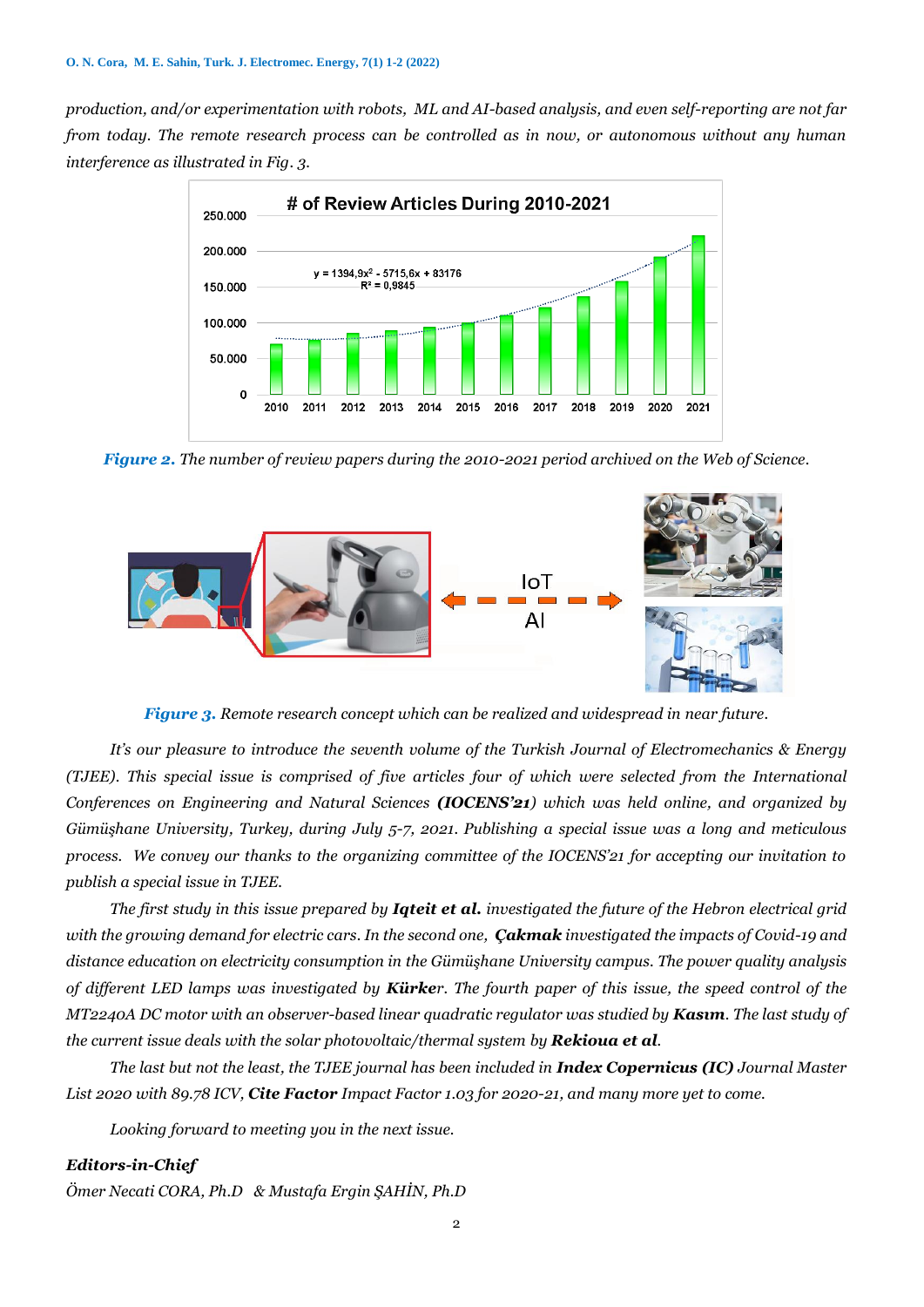*production, and/or experimentation with robots, ML and AI-based analysis, and even self-reporting are not far from today. The remote research process can be controlled as in now, or autonomous without any human interference as illustrated in Fig. 3.*

# of Review Articles During 2010-2021

250.000
200.000
150.000
100.000
50.000
0

y = 1394,9x² - 5715,6x + 83176
R² = 0,9845

2010 2011 2012 2013 2014 2015 2016 2017 2018 2019 2020 2021

***Figure 2.*** *The number of review papers during the 2010-2021 period archived on the Web of Science.*

IoT
AI

***Figure 3.*** *Remote research concept which can be realized and widespread in near future.*

*It's our pleasure to introduce the seventh volume of the Turkish Journal of Electromechanics & Energy (TJEE). This special issue is comprised of five articles four of which were selected from the International Conferences on Engineering and Natural Sciences* ***(IOCENS'21)*** *which was held online, and organized by Gümüşhane University, Turkey, during July 5-7, 2021. Publishing a special issue was a long and meticulous process. We convey our thanks to the organizing committee of the IOCENS'21 for accepting our invitation to publish a special issue in TJEE.*

*The first study in this issue prepared by* ***Iqteit et al.*** *investigated the future of the Hebron electrical grid with the growing demand for electric cars. In the second one,* ***Çakmak*** *investigated the impacts of Covid-19 and distance education on electricity consumption in the Gümüşhane University campus. The power quality analysis of different LED lamps was investigated by* ***Kürke****r. The fourth paper of this issue, the speed control of the MT2240A DC motor with an observer-based linear quadratic regulator was studied by* ***Kasım****. The last study of the current issue deals with the solar photovoltaic/thermal system by* ***Rekioua et al****.*

*The last but not the least, the TJEE journal has been included in* ***Index Copernicus (IC)*** *Journal Master List 2020 with 89.78 ICV,* ***Cite Factor*** *Impact Factor 1.03 for 2020-21, and many more yet to come.*

*Looking forward to meeting you in the next issue.*

***Editors-in-Chief***

*Ömer Necati CORA, Ph.D & Mustafa Ergin ŞAHİN, Ph.D*